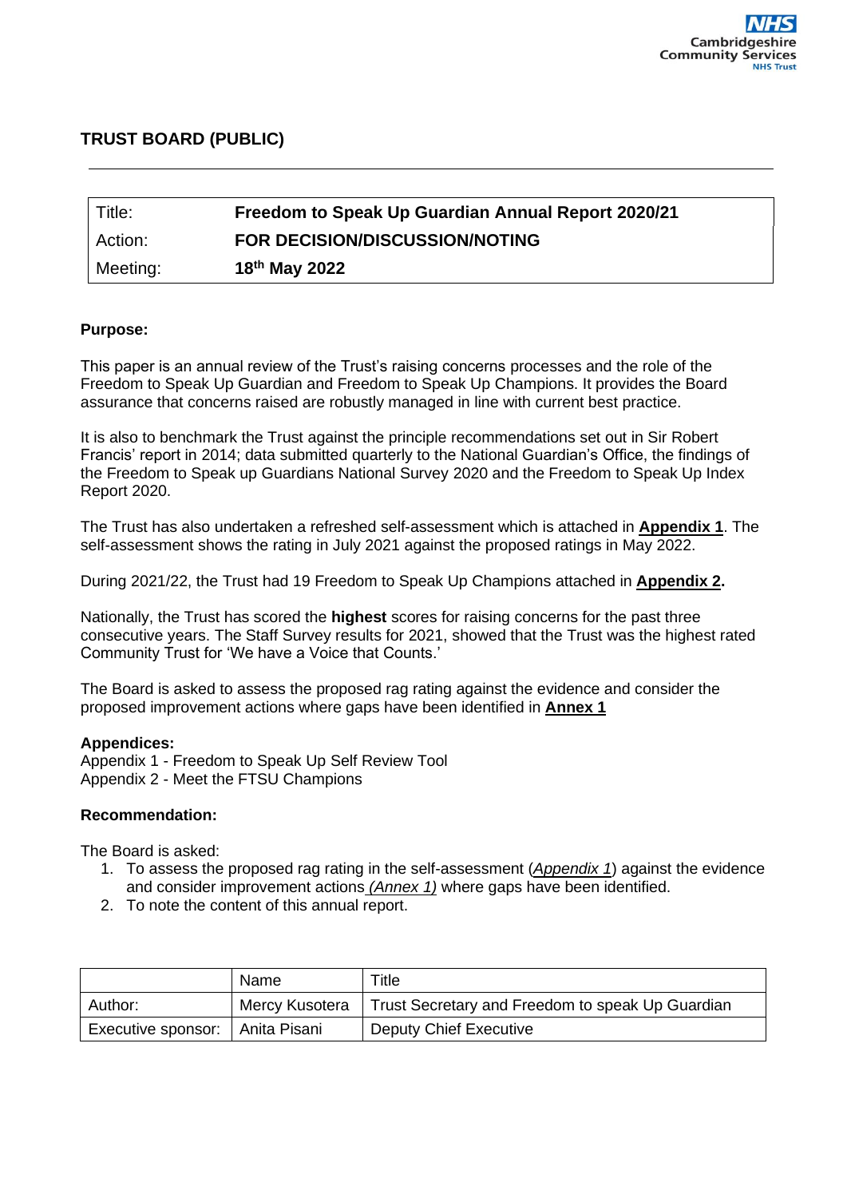Cambridgeshire Community Services NHS Trust

## TRUST BOARD (PUBLIC)

| | |
|---|---|
| Title: | **Freedom to Speak Up Guardian Annual Report 2020/21** |
| Action: | **FOR DECISION/DISCUSSION/NOTING** |
| Meeting: | **18th May 2022** |

**Purpose:**

This paper is an annual review of the Trust's raising concerns processes and the role of the Freedom to Speak Up Guardian and Freedom to Speak Up Champions. It provides the Board assurance that concerns raised are robustly managed in line with current best practice.

It is also to benchmark the Trust against the principle recommendations set out in Sir Robert Francis' report in 2014; data submitted quarterly to the National Guardian's Office, the findings of the Freedom to Speak up Guardians National Survey 2020 and the Freedom to Speak Up Index Report 2020.

The Trust has also undertaken a refreshed self-assessment which is attached in **Appendix 1**. The self-assessment shows the rating in July 2021 against the proposed ratings in May 2022.

During 2021/22, the Trust had 19 Freedom to Speak Up Champions attached in **Appendix 2.**

Nationally, the Trust has scored the **highest** scores for raising concerns for the past three consecutive years. The Staff Survey results for 2021, showed that the Trust was the highest rated Community Trust for 'We have a Voice that Counts.'

The Board is asked to assess the proposed rag rating against the evidence and consider the proposed improvement actions where gaps have been identified in **Annex 1**

**Appendices:**
Appendix 1 - Freedom to Speak Up Self Review Tool
Appendix 2 - Meet the FTSU Champions

**Recommendation:**

The Board is asked:

1. To assess the proposed rag rating in the self-assessment (*Appendix 1*) against the evidence and consider improvement actions *(Annex 1)* where gaps have been identified.
2. To note the content of this annual report.

| | Name | Title |
|---|---|---|
| Author: | Mercy Kusotera | Trust Secretary and Freedom to speak Up Guardian |
| Executive sponsor: | Anita Pisani | Deputy Chief Executive |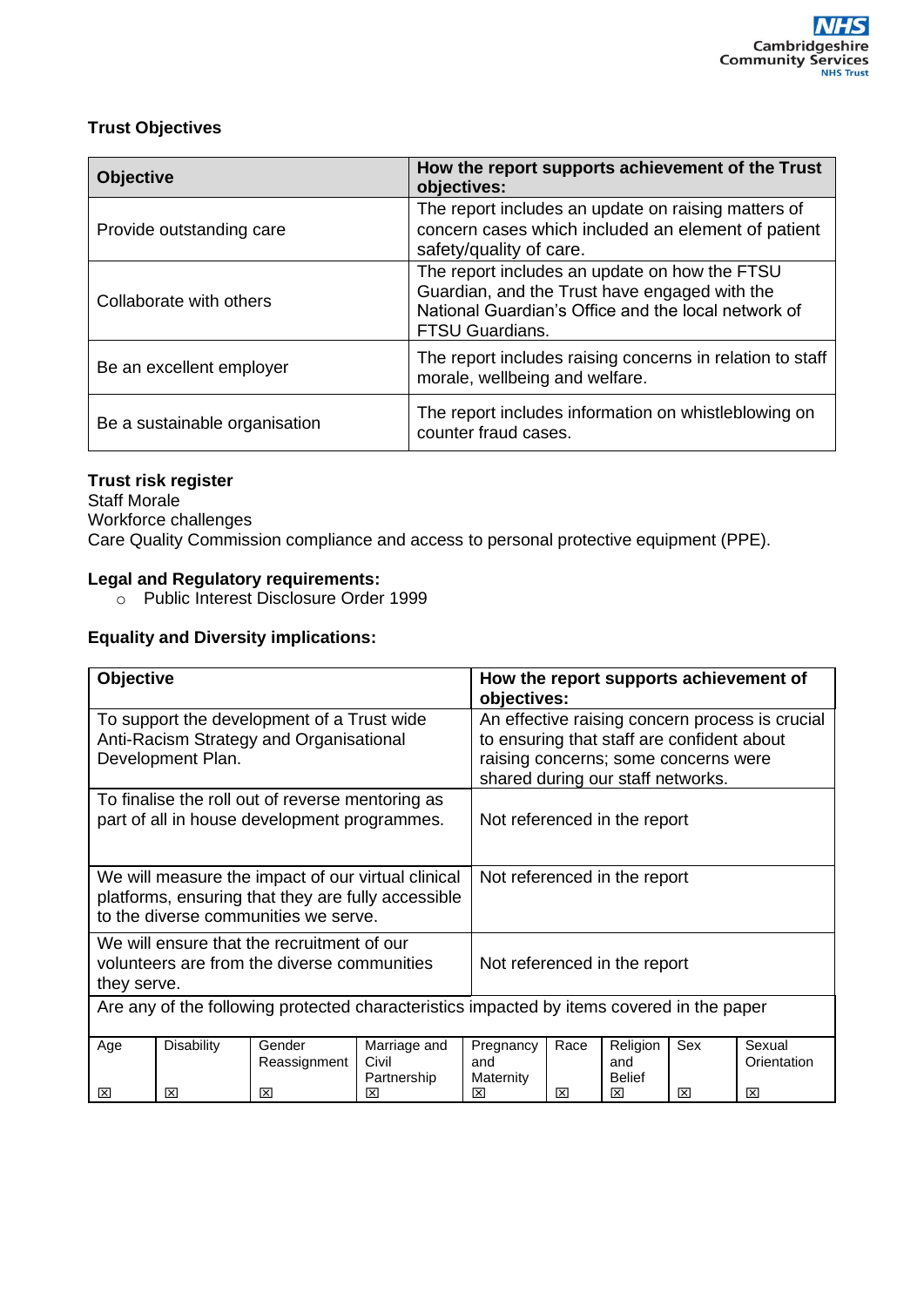**Trust Objectives**

| Objective | How the report supports achievement of the Trust objectives: |
|---|---|
| Provide outstanding care | The report includes an update on raising matters of concern cases which included an element of patient safety/quality of care. |
| Collaborate with others | The report includes an update on how the FTSU Guardian, and the Trust have engaged with the National Guardian's Office and the local network of FTSU Guardians. |
| Be an excellent employer | The report includes raising concerns in relation to staff morale, wellbeing and welfare. |
| Be a sustainable organisation | The report includes information on whistleblowing on counter fraud cases. |

**Trust risk register**
Staff Morale
Workforce challenges
Care Quality Commission compliance and access to personal protective equipment (PPE).

**Legal and Regulatory requirements:**

- Public Interest Disclosure Order 1999

**Equality and Diversity implications:**

| Objective | How the report supports achievement of objectives: |
|---|---|
| To support the development of a Trust wide Anti-Racism Strategy and Organisational Development Plan. | An effective raising concern process is crucial to ensuring that staff are confident about raising concerns; some concerns were shared during our staff networks. |
| To finalise the roll out of reverse mentoring as part of all in house development programmes. | Not referenced in the report |
| We will measure the impact of our virtual clinical platforms, ensuring that they are fully accessible to the diverse communities we serve. | Not referenced in the report |
| We will ensure that the recruitment of our volunteers are from the diverse communities they serve. | Not referenced in the report |

Are any of the following protected characteristics impacted by items covered in the paper

| Age | Disability | Gender Reassignment | Marriage and Civil Partnership | Pregnancy and Maternity | Race | Religion and Belief | Sex | Sexual Orientation |
|---|---|---|---|---|---|---|---|---|
| ☒ | ☒ | ☒ | ☒ | ☒ | ☒ | ☒ | ☒ | ☒ |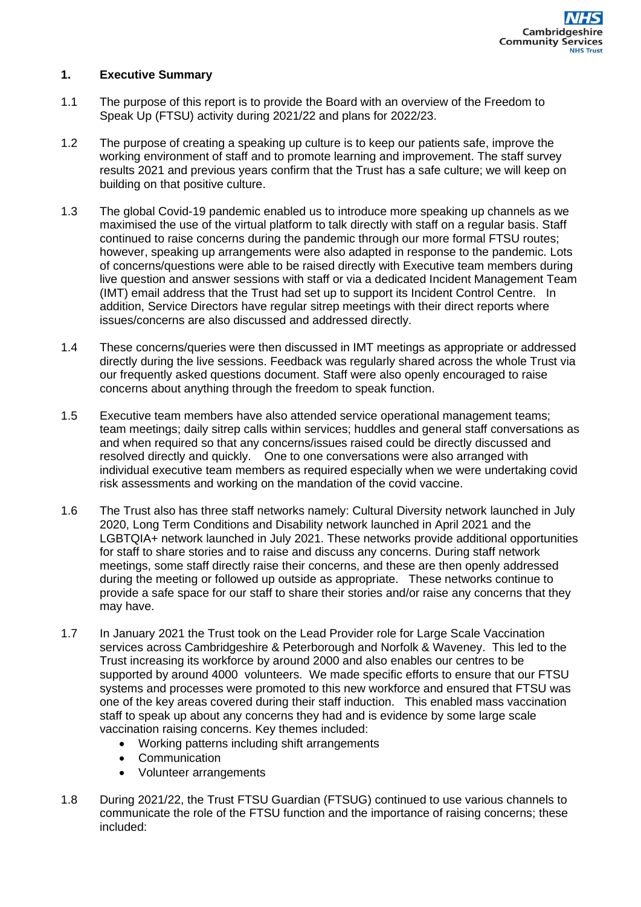## 1. Executive Summary

1.1 The purpose of this report is to provide the Board with an overview of the Freedom to Speak Up (FTSU) activity during 2021/22 and plans for 2022/23.

1.2 The purpose of creating a speaking up culture is to keep our patients safe, improve the working environment of staff and to promote learning and improvement. The staff survey results 2021 and previous years confirm that the Trust has a safe culture; we will keep on building on that positive culture.

1.3 The global Covid-19 pandemic enabled us to introduce more speaking up channels as we maximised the use of the virtual platform to talk directly with staff on a regular basis. Staff continued to raise concerns during the pandemic through our more formal FTSU routes; however, speaking up arrangements were also adapted in response to the pandemic. Lots of concerns/questions were able to be raised directly with Executive team members during live question and answer sessions with staff or via a dedicated Incident Management Team (IMT) email address that the Trust had set up to support its Incident Control Centre. In addition, Service Directors have regular sitrep meetings with their direct reports where issues/concerns are also discussed and addressed directly.

1.4 These concerns/queries were then discussed in IMT meetings as appropriate or addressed directly during the live sessions. Feedback was regularly shared across the whole Trust via our frequently asked questions document. Staff were also openly encouraged to raise concerns about anything through the freedom to speak function.

1.5 Executive team members have also attended service operational management teams; team meetings; daily sitrep calls within services; huddles and general staff conversations as and when required so that any concerns/issues raised could be directly discussed and resolved directly and quickly. One to one conversations were also arranged with individual executive team members as required especially when we were undertaking covid risk assessments and working on the mandation of the covid vaccine.

1.6 The Trust also has three staff networks namely: Cultural Diversity network launched in July 2020, Long Term Conditions and Disability network launched in April 2021 and the LGBTQIA+ network launched in July 2021. These networks provide additional opportunities for staff to share stories and to raise and discuss any concerns. During staff network meetings, some staff directly raise their concerns, and these are then openly addressed during the meeting or followed up outside as appropriate. These networks continue to provide a safe space for our staff to share their stories and/or raise any concerns that they may have.

1.7 In January 2021 the Trust took on the Lead Provider role for Large Scale Vaccination services across Cambridgeshire & Peterborough and Norfolk & Waveney. This led to the Trust increasing its workforce by around 2000 and also enables our centres to be supported by around 4000 volunteers. We made specific efforts to ensure that our FTSU systems and processes were promoted to this new workforce and ensured that FTSU was one of the key areas covered during their staff induction. This enabled mass vaccination staff to speak up about any concerns they had and is evidence by some large scale vaccination raising concerns. Key themes included:

- Working patterns including shift arrangements
- Communication
- Volunteer arrangements

1.8 During 2021/22, the Trust FTSU Guardian (FTSUG) continued to use various channels to communicate the role of the FTSU function and the importance of raising concerns; these included: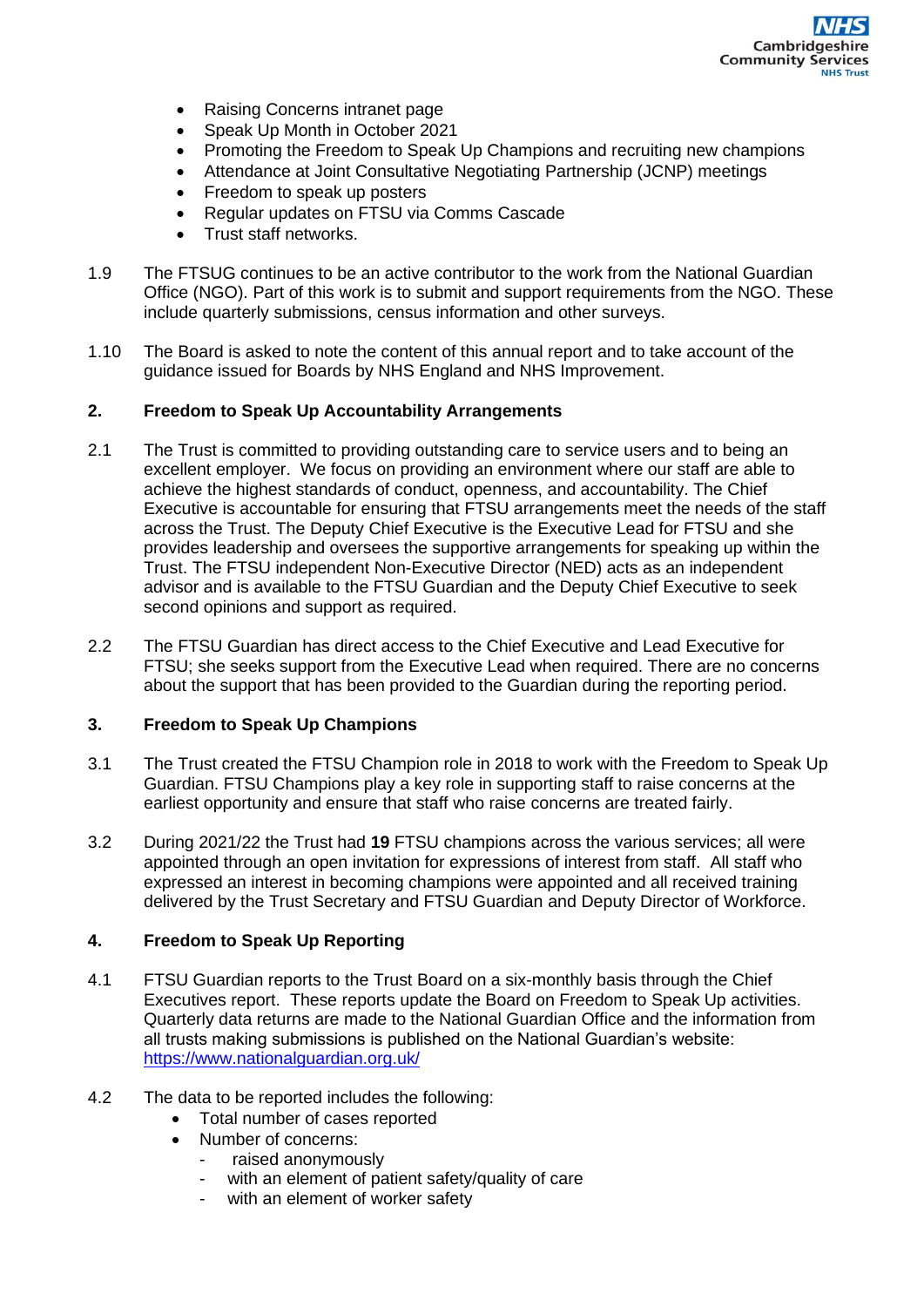- Raising Concerns intranet page
- Speak Up Month in October 2021
- Promoting the Freedom to Speak Up Champions and recruiting new champions
- Attendance at Joint Consultative Negotiating Partnership (JCNP) meetings
- Freedom to speak up posters
- Regular updates on FTSU via Comms Cascade
- Trust staff networks.

1.9 The FTSUG continues to be an active contributor to the work from the National Guardian Office (NGO). Part of this work is to submit and support requirements from the NGO. These include quarterly submissions, census information and other surveys.

1.10 The Board is asked to note the content of this annual report and to take account of the guidance issued for Boards by NHS England and NHS Improvement.

## 2. Freedom to Speak Up Accountability Arrangements

2.1 The Trust is committed to providing outstanding care to service users and to being an excellent employer. We focus on providing an environment where our staff are able to achieve the highest standards of conduct, openness, and accountability. The Chief Executive is accountable for ensuring that FTSU arrangements meet the needs of the staff across the Trust. The Deputy Chief Executive is the Executive Lead for FTSU and she provides leadership and oversees the supportive arrangements for speaking up within the Trust. The FTSU independent Non-Executive Director (NED) acts as an independent advisor and is available to the FTSU Guardian and the Deputy Chief Executive to seek second opinions and support as required.

2.2 The FTSU Guardian has direct access to the Chief Executive and Lead Executive for FTSU; she seeks support from the Executive Lead when required. There are no concerns about the support that has been provided to the Guardian during the reporting period.

## 3. Freedom to Speak Up Champions

3.1 The Trust created the FTSU Champion role in 2018 to work with the Freedom to Speak Up Guardian. FTSU Champions play a key role in supporting staff to raise concerns at the earliest opportunity and ensure that staff who raise concerns are treated fairly.

3.2 During 2021/22 the Trust had **19** FTSU champions across the various services; all were appointed through an open invitation for expressions of interest from staff. All staff who expressed an interest in becoming champions were appointed and all received training delivered by the Trust Secretary and FTSU Guardian and Deputy Director of Workforce.

## 4. Freedom to Speak Up Reporting

4.1 FTSU Guardian reports to the Trust Board on a six-monthly basis through the Chief Executives report. These reports update the Board on Freedom to Speak Up activities. Quarterly data returns are made to the National Guardian Office and the information from all trusts making submissions is published on the National Guardian's website: https://www.nationalguardian.org.uk/

4.2 The data to be reported includes the following:

- Total number of cases reported
- Number of concerns:
  - raised anonymously
  - with an element of patient safety/quality of care
  - with an element of worker safety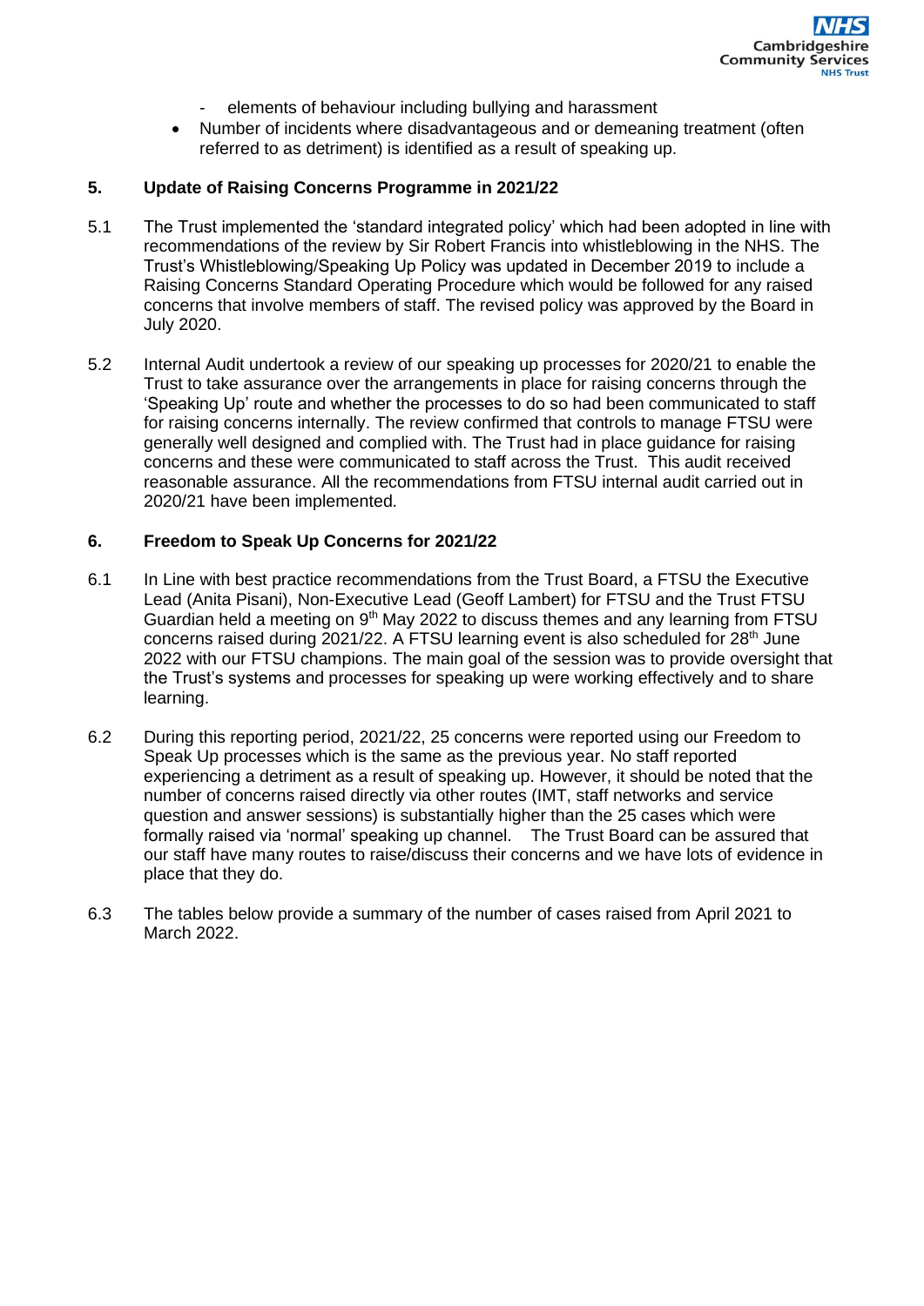- elements of behaviour including bullying and harassment
- Number of incidents where disadvantageous and or demeaning treatment (often referred to as detriment) is identified as a result of speaking up.

## 5. Update of Raising Concerns Programme in 2021/22

5.1 The Trust implemented the 'standard integrated policy' which had been adopted in line with recommendations of the review by Sir Robert Francis into whistleblowing in the NHS. The Trust's Whistleblowing/Speaking Up Policy was updated in December 2019 to include a Raising Concerns Standard Operating Procedure which would be followed for any raised concerns that involve members of staff. The revised policy was approved by the Board in July 2020.

5.2 Internal Audit undertook a review of our speaking up processes for 2020/21 to enable the Trust to take assurance over the arrangements in place for raising concerns through the 'Speaking Up' route and whether the processes to do so had been communicated to staff for raising concerns internally. The review confirmed that controls to manage FTSU were generally well designed and complied with. The Trust had in place guidance for raising concerns and these were communicated to staff across the Trust. This audit received reasonable assurance. All the recommendations from FTSU internal audit carried out in 2020/21 have been implemented.

## 6. Freedom to Speak Up Concerns for 2021/22

6.1 In Line with best practice recommendations from the Trust Board, a FTSU the Executive Lead (Anita Pisani), Non-Executive Lead (Geoff Lambert) for FTSU and the Trust FTSU Guardian held a meeting on 9th May 2022 to discuss themes and any learning from FTSU concerns raised during 2021/22. A FTSU learning event is also scheduled for 28th June 2022 with our FTSU champions. The main goal of the session was to provide oversight that the Trust's systems and processes for speaking up were working effectively and to share learning.

6.2 During this reporting period, 2021/22, 25 concerns were reported using our Freedom to Speak Up processes which is the same as the previous year. No staff reported experiencing a detriment as a result of speaking up. However, it should be noted that the number of concerns raised directly via other routes (IMT, staff networks and service question and answer sessions) is substantially higher than the 25 cases which were formally raised via 'normal' speaking up channel. The Trust Board can be assured that our staff have many routes to raise/discuss their concerns and we have lots of evidence in place that they do.

6.3 The tables below provide a summary of the number of cases raised from April 2021 to March 2022.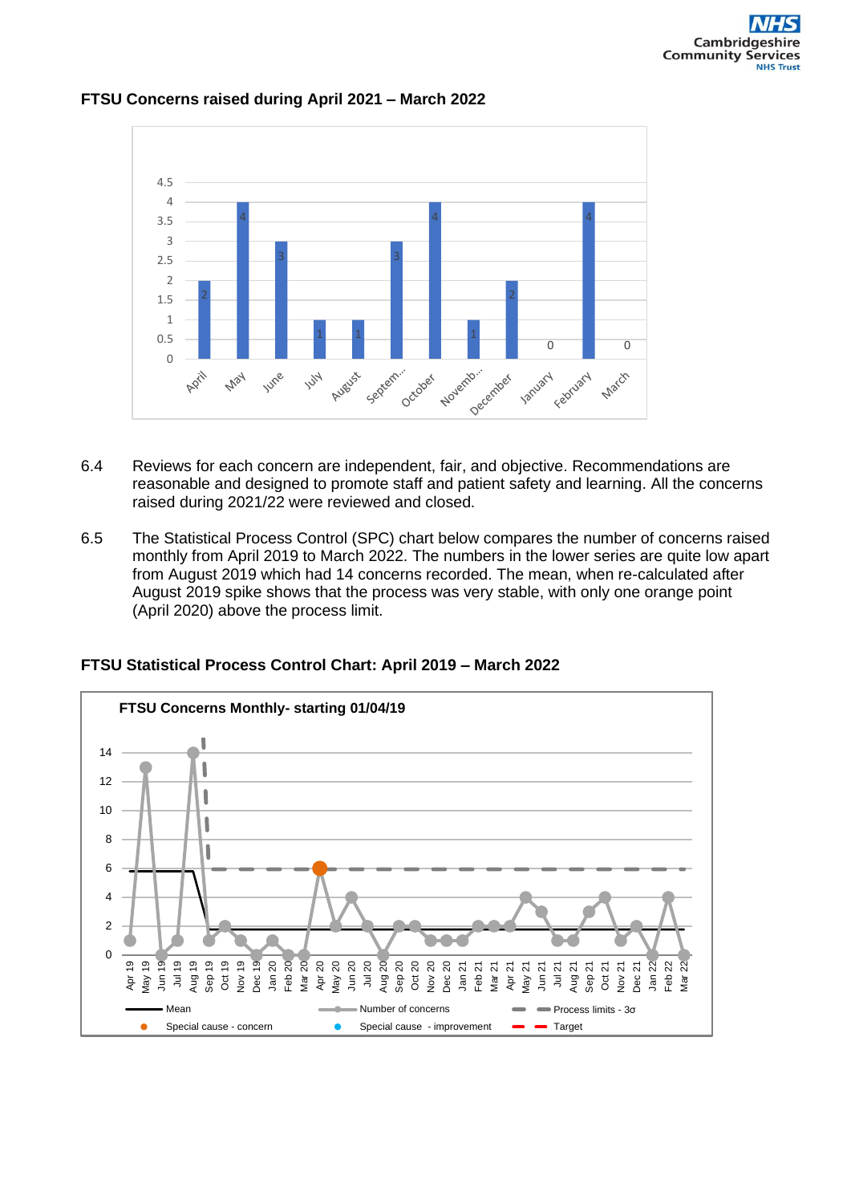**FTSU Concerns raised during April 2021 – March 2022**

4.5
4
3.5
3
2.5
2
1.5
1
0.5
0

2 4 3 1 1 3 4 1 2 0 4 0

April May June July August Septem... October Novemb... December January February March

6.4 Reviews for each concern are independent, fair, and objective. Recommendations are reasonable and designed to promote staff and patient safety and learning. All the concerns raised during 2021/22 were reviewed and closed.

6.5 The Statistical Process Control (SPC) chart below compares the number of concerns raised monthly from April 2019 to March 2022. The numbers in the lower series are quite low apart from August 2019 which had 14 concerns recorded. The mean, when re-calculated after August 2019 spike shows that the process was very stable, with only one orange point (April 2020) above the process limit.

**FTSU Statistical Process Control Chart: April 2019 – March 2022**

**FTSU Concerns Monthly- starting 01/04/19**

14
12
10
8
6
4
2
0

Apr 19 May 19 Jun 19 Jul 19 Aug 19 Sep 19 Oct 19 Nov 19 Dec 19 Jan 20 Feb 20 Mar 20 Apr 20 May 20 Jun 20 Jul 20 Aug 20 Sep 20 Oct 20 Nov 20 Dec 20 Jan 21 Feb 21 Mar 21 Apr 21 May 21 Jun 21 Jul 21 Aug 21 Sep 21 Oct 21 Nov 21 Dec 21 Jan 22 Feb 22 Mar 22

Mean
Number of concerns
Process limits - 3σ
Special cause - concern
Special cause - improvement
Target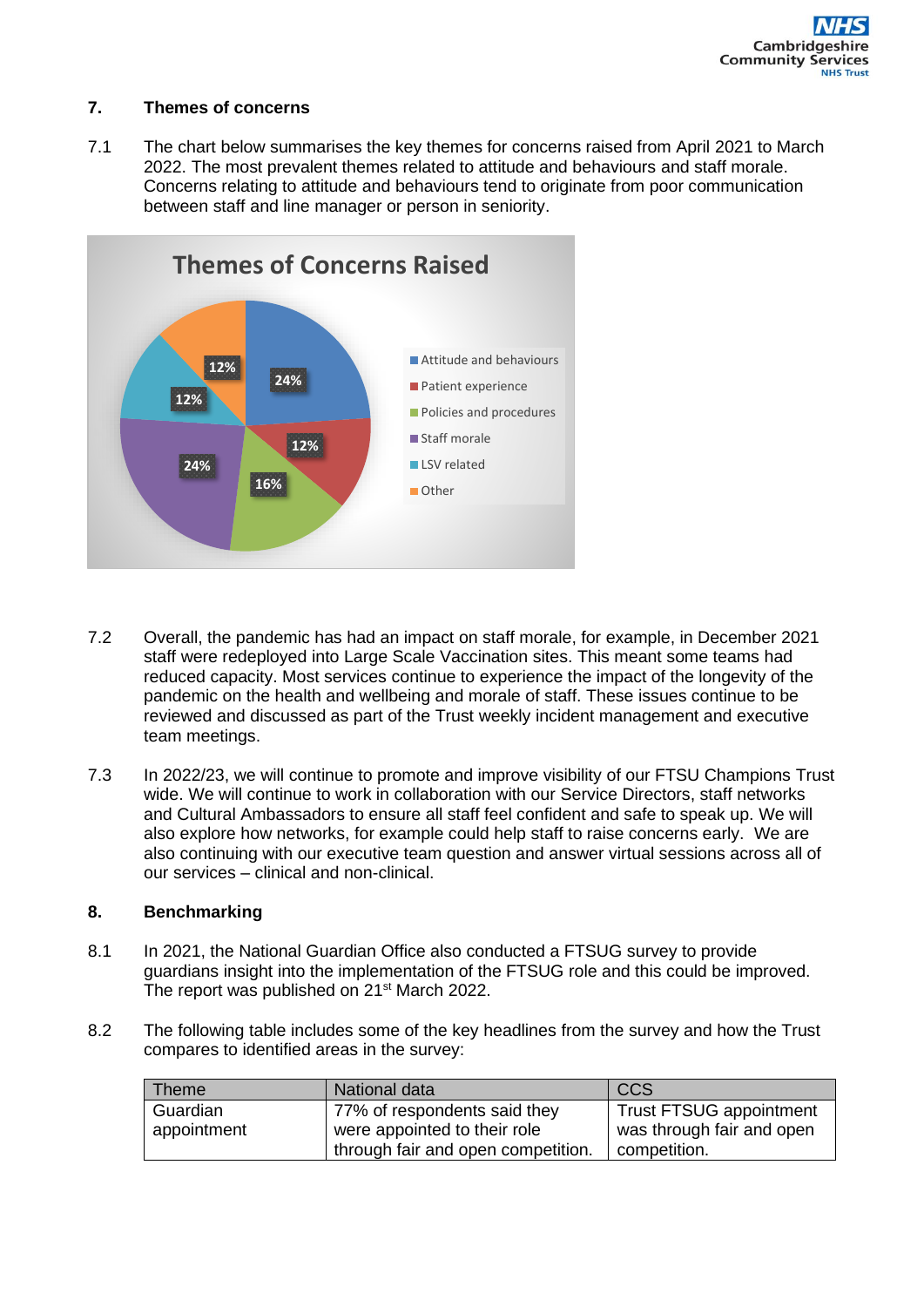## 7. Themes of concerns

7.1 The chart below summarises the key themes for concerns raised from April 2021 to March 2022. The most prevalent themes related to attitude and behaviours and staff morale. Concerns relating to attitude and behaviours tend to originate from poor communication between staff and line manager or person in seniority.

Themes of Concerns Raised

24%
12%
16%
24%
12%
12%

Attitude and behaviours
Patient experience
Policies and procedures
Staff morale
LSV related
Other

7.2 Overall, the pandemic has had an impact on staff morale, for example, in December 2021 staff were redeployed into Large Scale Vaccination sites. This meant some teams had reduced capacity. Most services continue to experience the impact of the longevity of the pandemic on the health and wellbeing and morale of staff. These issues continue to be reviewed and discussed as part of the Trust weekly incident management and executive team meetings.

7.3 In 2022/23, we will continue to promote and improve visibility of our FTSU Champions Trust wide. We will continue to work in collaboration with our Service Directors, staff networks and Cultural Ambassadors to ensure all staff feel confident and safe to speak up. We will also explore how networks, for example could help staff to raise concerns early. We are also continuing with our executive team question and answer virtual sessions across all of our services – clinical and non-clinical.

## 8. Benchmarking

8.1 In 2021, the National Guardian Office also conducted a FTSUG survey to provide guardians insight into the implementation of the FTSUG role and this could be improved. The report was published on 21st March 2022.

8.2 The following table includes some of the key headlines from the survey and how the Trust compares to identified areas in the survey:

| Theme | National data | CCS |
|---|---|---|
| Guardian appointment | 77% of respondents said they were appointed to their role through fair and open competition. | Trust FTSUG appointment was through fair and open competition. |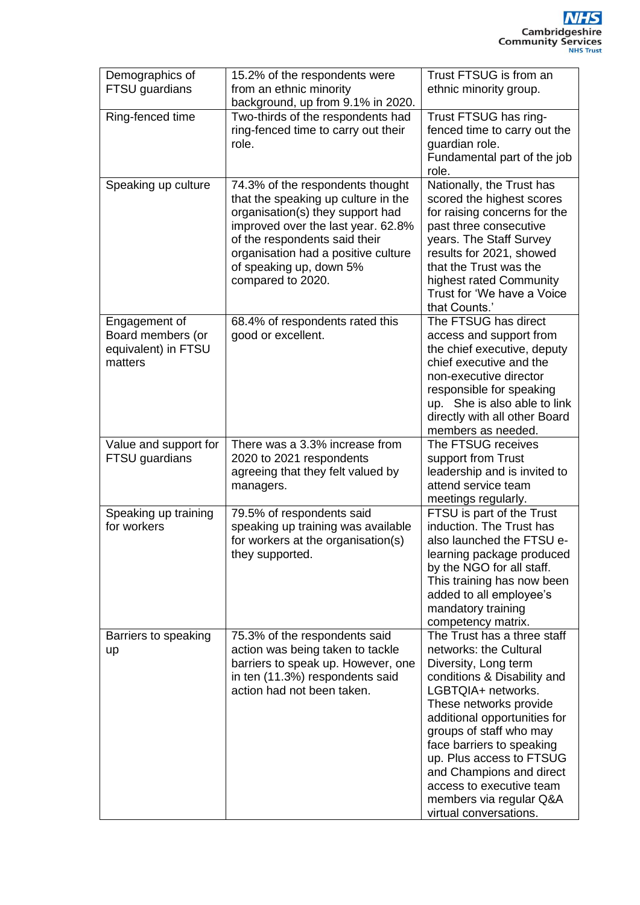| | | |
|---|---|---|
| Demographics of FTSU guardians | 15.2% of the respondents were from an ethnic minority background, up from 9.1% in 2020. | Trust FTSUG is from an ethnic minority group. |
| Ring-fenced time | Two-thirds of the respondents had ring-fenced time to carry out their role. | Trust FTSUG has ring-fenced time to carry out the guardian role. Fundamental part of the job role. |
| Speaking up culture | 74.3% of the respondents thought that the speaking up culture in the organisation(s) they support had improved over the last year. 62.8% of the respondents said their organisation had a positive culture of speaking up, down 5% compared to 2020. | Nationally, the Trust has scored the highest scores for raising concerns for the past three consecutive years. The Staff Survey results for 2021, showed that the Trust was the highest rated Community Trust for 'We have a Voice that Counts.' |
| Engagement of Board members (or equivalent) in FTSU matters | 68.4% of respondents rated this good or excellent. | The FTSUG has direct access and support from the chief executive, deputy chief executive and the non-executive director responsible for speaking up. She is also able to link directly with all other Board members as needed. |
| Value and support for FTSU guardians | There was a 3.3% increase from 2020 to 2021 respondents agreeing that they felt valued by managers. | The FTSUG receives support from Trust leadership and is invited to attend service team meetings regularly. |
| Speaking up training for workers | 79.5% of respondents said speaking up training was available for workers at the organisation(s) they supported. | FTSU is part of the Trust induction. The Trust has also launched the FTSU e-learning package produced by the NGO for all staff. This training has now been added to all employee's mandatory training competency matrix. |
| Barriers to speaking up | 75.3% of the respondents said action was being taken to tackle barriers to speak up. However, one in ten (11.3%) respondents said action had not been taken. | The Trust has a three staff networks: the Cultural Diversity, Long term conditions & Disability and LGBTQIA+ networks. These networks provide additional opportunities for groups of staff who may face barriers to speaking up. Plus access to FTSUG and Champions and direct access to executive team members via regular Q&A virtual conversations. |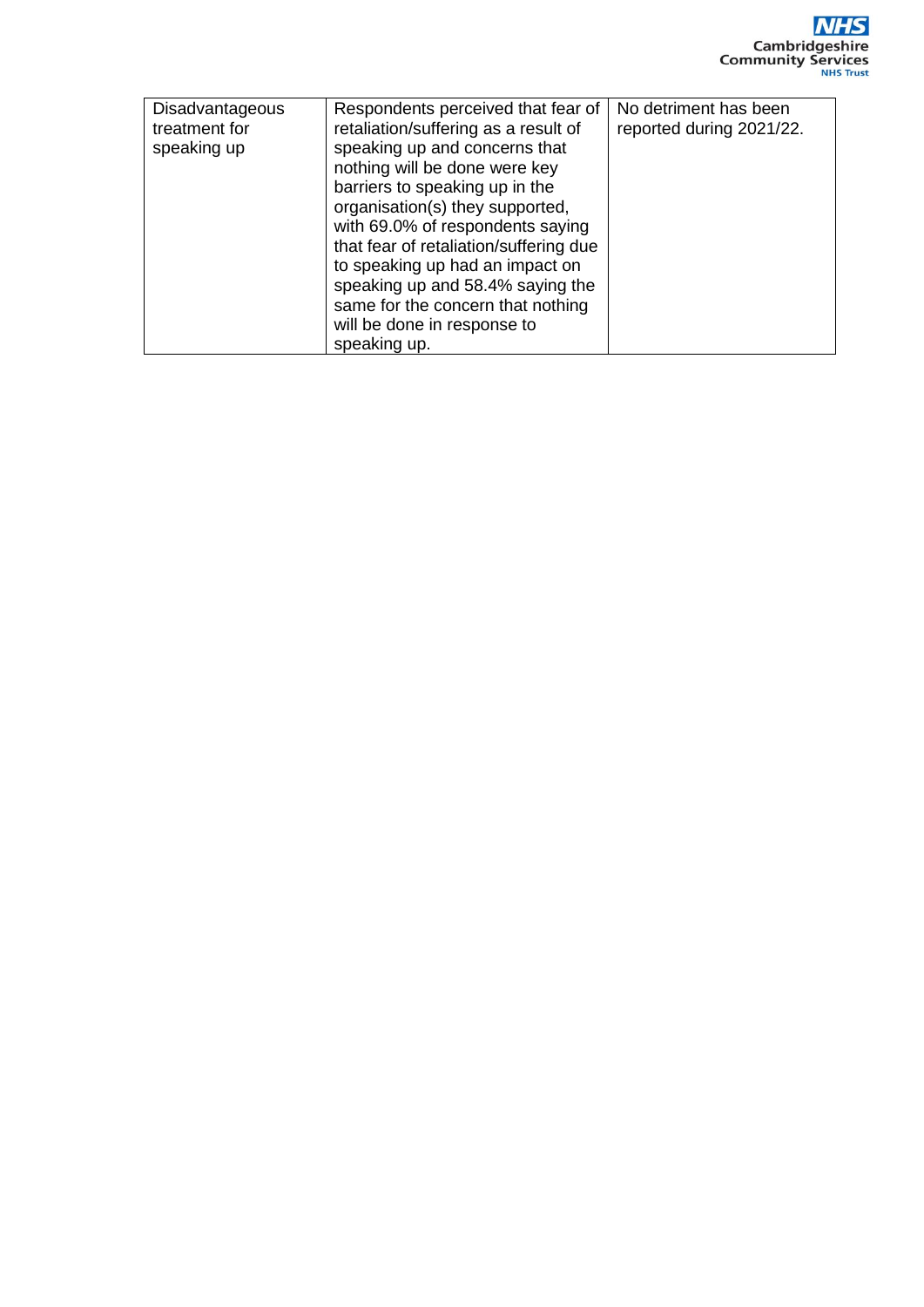| | | |
|---|---|---|
| Disadvantageous treatment for speaking up | Respondents perceived that fear of retaliation/suffering as a result of speaking up and concerns that nothing will be done were key barriers to speaking up in the organisation(s) they supported, with 69.0% of respondents saying that fear of retaliation/suffering due to speaking up had an impact on speaking up and 58.4% saying the same for the concern that nothing will be done in response to speaking up. | No detriment has been reported during 2021/22. |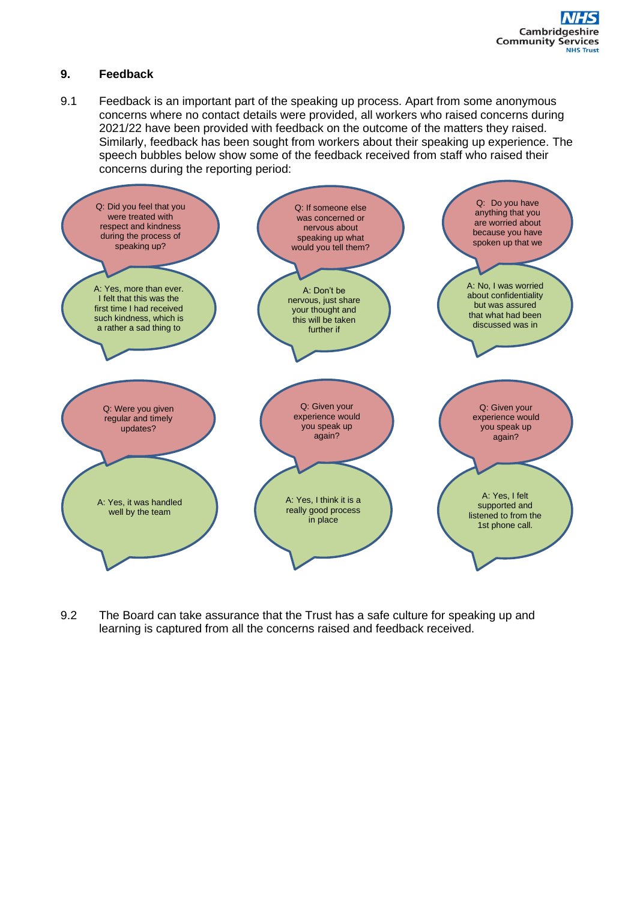## 9. Feedback

9.1 Feedback is an important part of the speaking up process. Apart from some anonymous concerns where no contact details were provided, all workers who raised concerns during 2021/22 have been provided with feedback on the outcome of the matters they raised. Similarly, feedback has been sought from workers about their speaking up experience. The speech bubbles below show some of the feedback received from staff who raised their concerns during the reporting period:

Q: Did you feel that you were treated with respect and kindness during the process of speaking up?

A: Yes, more than ever. I felt that this was the first time I had received such kindness, which is a rather a sad thing to

Q: If someone else was concerned or nervous about speaking up what would you tell them?

A: Don't be nervous, just share your thought and this will be taken further if

Q: Do you have anything that you are worried about because you have spoken up that we

A: No, I was worried about confidentiality but was assured that what had been discussed was in

Q: Were you given regular and timely updates?

A: Yes, it was handled well by the team

Q: Given your experience would you speak up again?

A: Yes, I think it is a really good process in place

Q: Given your experience would you speak up again?

A: Yes, I felt supported and listened to from the 1st phone call.

9.2 The Board can take assurance that the Trust has a safe culture for speaking up and learning is captured from all the concerns raised and feedback received.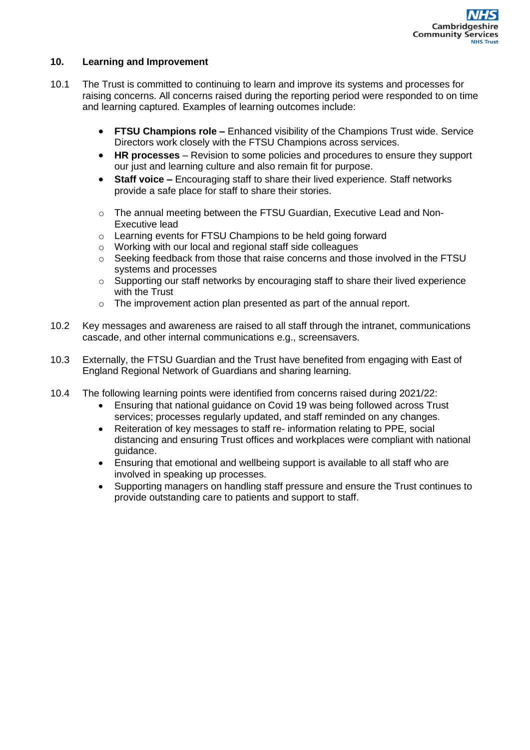## 10. Learning and Improvement

10.1 The Trust is committed to continuing to learn and improve its systems and processes for raising concerns. All concerns raised during the reporting period were responded to on time and learning captured. Examples of learning outcomes include:

- **FTSU Champions role –** Enhanced visibility of the Champions Trust wide. Service Directors work closely with the FTSU Champions across services.
- **HR processes** – Revision to some policies and procedures to ensure they support our just and learning culture and also remain fit for purpose.
- **Staff voice –** Encouraging staff to share their lived experience. Staff networks provide a safe place for staff to share their stories.

  - The annual meeting between the FTSU Guardian, Executive Lead and Non-Executive lead
  - Learning events for FTSU Champions to be held going forward
  - Working with our local and regional staff side colleagues
  - Seeking feedback from those that raise concerns and those involved in the FTSU systems and processes
  - Supporting our staff networks by encouraging staff to share their lived experience with the Trust
  - The improvement action plan presented as part of the annual report.

10.2 Key messages and awareness are raised to all staff through the intranet, communications cascade, and other internal communications e.g., screensavers.

10.3 Externally, the FTSU Guardian and the Trust have benefited from engaging with East of England Regional Network of Guardians and sharing learning.

10.4 The following learning points were identified from concerns raised during 2021/22:

- Ensuring that national guidance on Covid 19 was being followed across Trust services; processes regularly updated, and staff reminded on any changes.
- Reiteration of key messages to staff re- information relating to PPE, social distancing and ensuring Trust offices and workplaces were compliant with national guidance.
- Ensuring that emotional and wellbeing support is available to all staff who are involved in speaking up processes.
- Supporting managers on handling staff pressure and ensure the Trust continues to provide outstanding care to patients and support to staff.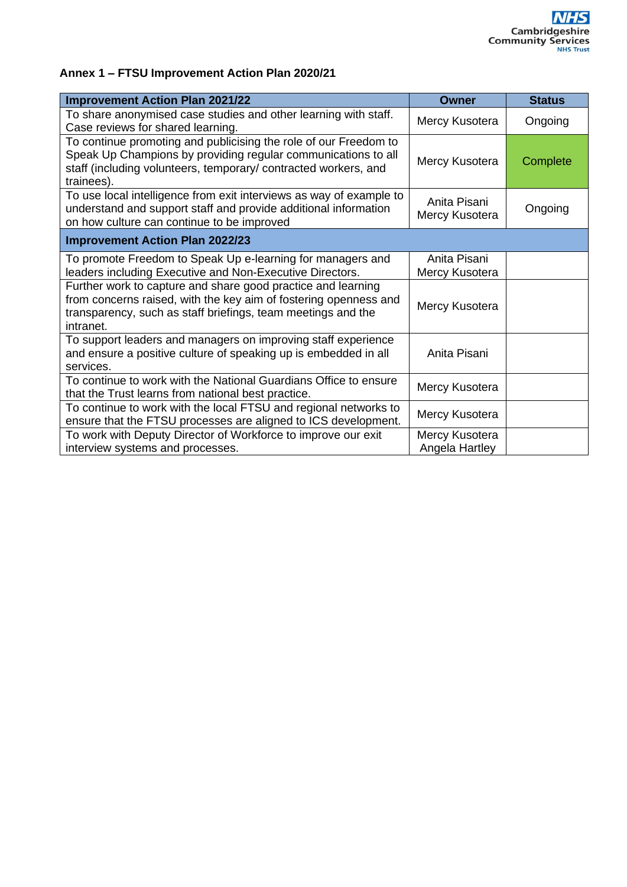## Annex 1 – FTSU Improvement Action Plan 2020/21

| Improvement Action Plan 2021/22 | Owner | Status |
|---|---|---|
| To share anonymised case studies and other learning with staff. Case reviews for shared learning. | Mercy Kusotera | Ongoing |
| To continue promoting and publicising the role of our Freedom to Speak Up Champions by providing regular communications to all staff (including volunteers, temporary/ contracted workers, and trainees). | Mercy Kusotera | Complete |
| To use local intelligence from exit interviews as way of example to understand and support staff and provide additional information on how culture can continue to be improved | Anita Pisani<br>Mercy Kusotera | Ongoing |
| **Improvement Action Plan 2022/23** | | |
| To promote Freedom to Speak Up e-learning for managers and leaders including Executive and Non-Executive Directors. | Anita Pisani<br>Mercy Kusotera | |
| Further work to capture and share good practice and learning from concerns raised, with the key aim of fostering openness and transparency, such as staff briefings, team meetings and the intranet. | Mercy Kusotera | |
| To support leaders and managers on improving staff experience and ensure a positive culture of speaking up is embedded in all services. | Anita Pisani | |
| To continue to work with the National Guardians Office to ensure that the Trust learns from national best practice. | Mercy Kusotera | |
| To continue to work with the local FTSU and regional networks to ensure that the FTSU processes are aligned to ICS development. | Mercy Kusotera | |
| To work with Deputy Director of Workforce to improve our exit interview systems and processes. | Mercy Kusotera<br>Angela Hartley | |